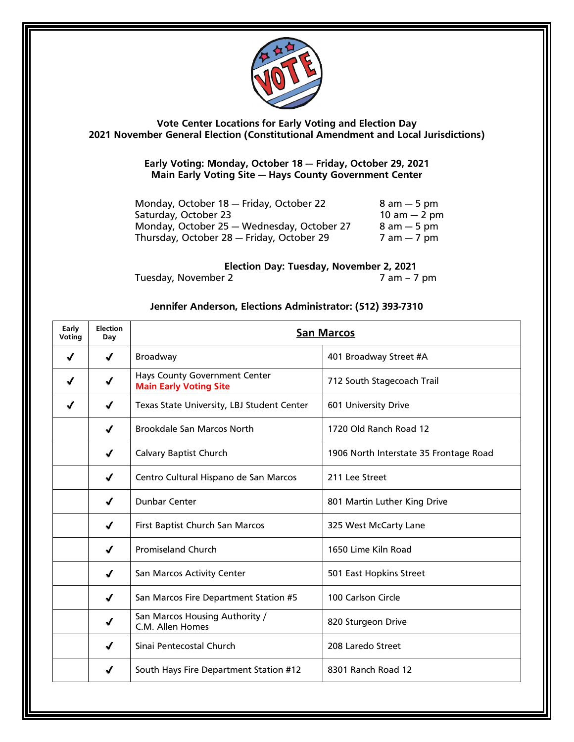**Vote Center Locations for Early Voting and Election Day**
**2021 November General Election (Constitutional Amendment and Local Jurisdictions)**

**Early Voting: Monday, October 18 — Friday, October 29, 2021**
**Main Early Voting Site — Hays County Government Center**

| | |
|---|---|
| Monday, October 18 — Friday, October 22 | 8 am — 5 pm |
| Saturday, October 23 | 10 am — 2 pm |
| Monday, October 25 — Wednesday, October 27 | 8 am — 5 pm |
| Thursday, October 28 — Friday, October 29 | 7 am — 7 pm |

**Election Day: Tuesday, November 2, 2021**

| | |
|---|---|
| Tuesday, November 2 | 7 am – 7 pm |

**Jennifer Anderson, Elections Administrator: (512) 393-7310**

| Early Voting | Election Day | **San Marcos** | |
|---|---|---|---|
| ✓ | ✓ | Broadway | 401 Broadway Street #A |
| ✓ | ✓ | Hays County Government Center **Main Early Voting Site** | 712 South Stagecoach Trail |
| ✓ | ✓ | Texas State University, LBJ Student Center | 601 University Drive |
| | ✓ | Brookdale San Marcos North | 1720 Old Ranch Road 12 |
| | ✓ | Calvary Baptist Church | 1906 North Interstate 35 Frontage Road |
| | ✓ | Centro Cultural Hispano de San Marcos | 211 Lee Street |
| | ✓ | Dunbar Center | 801 Martin Luther King Drive |
| | ✓ | First Baptist Church San Marcos | 325 West McCarty Lane |
| | ✓ | Promiseland Church | 1650 Lime Kiln Road |
| | ✓ | San Marcos Activity Center | 501 East Hopkins Street |
| | ✓ | San Marcos Fire Department Station #5 | 100 Carlson Circle |
| | ✓ | San Marcos Housing Authority / C.M. Allen Homes | 820 Sturgeon Drive |
| | ✓ | Sinai Pentecostal Church | 208 Laredo Street |
| | ✓ | South Hays Fire Department Station #12 | 8301 Ranch Road 12 |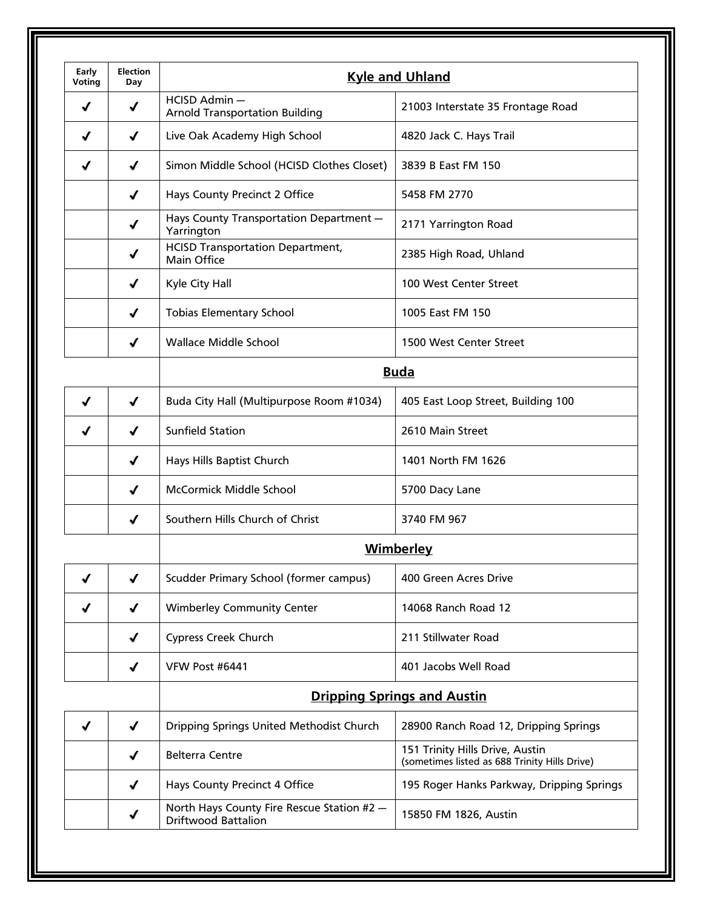| Early Voting | Election Day | Kyle and Uhland | |
|---|---|---|---|
| ✓ | ✓ | HCISD Admin — Arnold Transportation Building | 21003 Interstate 35 Frontage Road |
| ✓ | ✓ | Live Oak Academy High School | 4820 Jack C. Hays Trail |
| ✓ | ✓ | Simon Middle School (HCISD Clothes Closet) | 3839 B East FM 150 |
| | ✓ | Hays County Precinct 2 Office | 5458 FM 2770 |
| | ✓ | Hays County Transportation Department — Yarrington | 2171 Yarrington Road |
| | ✓ | HCISD Transportation Department, Main Office | 2385 High Road, Uhland |
| | ✓ | Kyle City Hall | 100 West Center Street |
| | ✓ | Tobias Elementary School | 1005 East FM 150 |
| | ✓ | Wallace Middle School | 1500 West Center Street |
| | | **Buda** | |
| ✓ | ✓ | Buda City Hall (Multipurpose Room #1034) | 405 East Loop Street, Building 100 |
| ✓ | ✓ | Sunfield Station | 2610 Main Street |
| | ✓ | Hays Hills Baptist Church | 1401 North FM 1626 |
| | ✓ | McCormick Middle School | 5700 Dacy Lane |
| | ✓ | Southern Hills Church of Christ | 3740 FM 967 |
| | | **Wimberley** | |
| ✓ | ✓ | Scudder Primary School (former campus) | 400 Green Acres Drive |
| ✓ | ✓ | Wimberley Community Center | 14068 Ranch Road 12 |
| | ✓ | Cypress Creek Church | 211 Stillwater Road |
| | ✓ | VFW Post #6441 | 401 Jacobs Well Road |
| | | **Dripping Springs and Austin** | |
| ✓ | ✓ | Dripping Springs United Methodist Church | 28900 Ranch Road 12, Dripping Springs |
| | ✓ | Belterra Centre | 151 Trinity Hills Drive, Austin (sometimes listed as 688 Trinity Hills Drive) |
| | ✓ | Hays County Precinct 4 Office | 195 Roger Hanks Parkway, Dripping Springs |
| | ✓ | North Hays County Fire Rescue Station #2 — Driftwood Battalion | 15850 FM 1826, Austin |